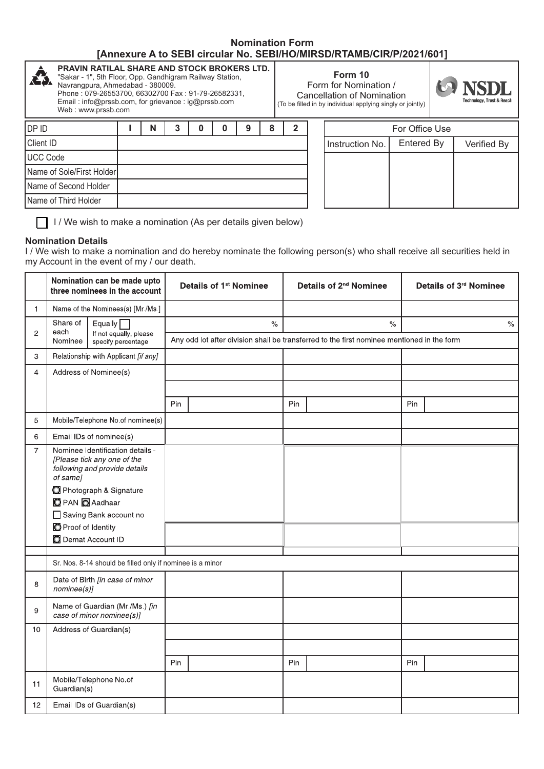# Nomination Form
## [Annexure A to SEBI circular No. SEBI/HO/MIRSD/RTAMB/CIR/P/2021/601]

**PRAVIN RATILAL SHARE AND STOCK BROKERS LTD.**
"Sakar - 1", 5th Floor, Opp. Gandhigram Railway Station,
Navrangpura, Ahmedabad - 380009.
Phone : 079-26553700, 66302700 Fax : 91-79-26582331,
Email : info@prssb.com, for grievance : ig@prssb.com
Web : www.prssb.com

**Form 10**
Form for Nomination /
Cancellation of Nomination
(To be filled in by individual applying singly or jointly)

NSDL Technology, Trust & Reach

| DP ID | I | N | 3 | 0 | 0 | 9 | 8 | 2 |
|---|---|---|---|---|---|---|---|---|
| Client ID | | | | | | | | |
| UCC Code | | | | | | | | |
| Name of Sole/First Holder | | | | | | | | |
| Name of Second Holder | | | | | | | | |
| Name of Third Holder | | | | | | | | |

| For Office Use | | |
|---|---|---|
| Instruction No. | Entered By | Verified By |
| | | |

☐ I / We wish to make a nomination (As per details given below)

**Nomination Details**

I / We wish to make a nomination and do hereby nominate the following person(s) who shall receive all securities held in my Account in the event of my / our death.

| | Nomination can be made upto three nominees in the account | Details of 1st Nominee | Details of 2nd Nominee | Details of 3rd Nominee |
|---|---|---|---|---|
| 1 | Name of the Nominees(s) [Mr./Ms.] | | | |
| 2 | Share of each Nominee: Equally ☐ If not equally, please specify percentage | % | % | % |
| | | Any odd lot after division shall be transferred to the first nominee mentioned in the form | | |
| 3 | Relationship with Applicant [if any] | | | |
| 4 | Address of Nominee(s) | | | |
| | | Pin | Pin | Pin |
| 5 | Mobile/Telephone No.of nominee(s) | | | |
| 6 | Email IDs of nominee(s) | | | |
| 7 | Nominee Identification details - [Please tick any one of the following and provide details of same] ☐ Photograph & Signature ☐ PAN ☐ Aadhaar ☐ Saving Bank account no ☐ Proof of Identity ☐ Demat Account ID | | | |
| | Sr. Nos. 8-14 should be filled only if nominee is a minor | | | |
| 8 | Date of Birth [in case of minor nominee(s)] | | | |
| 9 | Name of Guardian (Mr./Ms.) [in case of minor nominee(s)] | | | |
| 10 | Address of Guardian(s) | | | |
| | | Pin | Pin | Pin |
| 11 | Mobile/Telephone No.of Guardian(s) | | | |
| 12 | Email IDs of Guardian(s) | | | |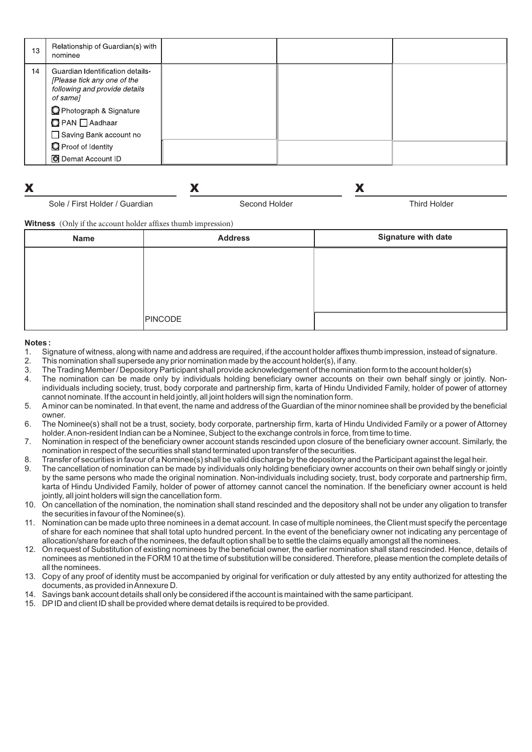| | | | | |
|---|---|---|---|---|
| 13 | Relationship of Guardian(s) with nominee | | | |
| 14 | Guardian Identification details- *[Please tick any one of the following and provide details of same]*<br>☐ Photograph & Signature<br>☐ PAN ☐ Aadhaar<br>☐ Saving Bank account no<br>☐ Proof of Identity<br>☐ Demat Account ID | | | |

**X** ______________________ **X** ______________________ **X** ______________________

Sole / First Holder / Guardian | Second Holder | Third Holder

**Witness** (Only if the account holder affixes thumb impression)

| Name | Address | Signature with date |
|---|---|---|
| | | |
| | PINCODE | |

**Notes :**

1. Signature of witness, along with name and address are required, if the account holder affixes thumb impression, instead of signature.
2. This nomination shall supersede any prior nomination made by the account holder(s), if any.
3. The Trading Member / Depository Participant shall provide acknowledgement of the nomination form to the account holder(s)
4. The nomination can be made only by individuals holding beneficiary owner accounts on their own behalf singly or jointly. Non-individuals including society, trust, body corporate and partnership firm, karta of Hindu Undivided Family, holder of power of attorney cannot nominate. If the account in held jointly, all joint holders will sign the nomination form.
5. A minor can be nominated. In that event, the name and address of the Guardian of the minor nominee shall be provided by the beneficial owner.
6. The Nominee(s) shall not be a trust, society, body corporate, partnership firm, karta of Hindu Undivided Family or a power of Attorney holder. A non-resident Indian can be a Nominee, Subject to the exchange controls in force, from time to time.
7. Nomination in respect of the beneficiary owner account stands rescinded upon closure of the beneficiary owner account. Similarly, the nomination in respect of the securities shall stand terminated upon transfer of the securities.
8. Transfer of securities in favour of a Nominee(s) shall be valid discharge by the depository and the Participant against the legal heir.
9. The cancellation of nomination can be made by individuals only holding beneficiary owner accounts on their own behalf singly or jointly by the same persons who made the original nomination. Non-individuals including society, trust, body corporate and partnership firm, karta of Hindu Undivided Family, holder of power of attorney cannot cancel the nomination. If the beneficiary owner account is held jointly, all joint holders will sign the cancellation form.
10. On cancellation of the nomination, the nomination shall stand rescinded and the depository shall not be under any oligation to transfer the securities in favour of the Nominee(s).
11. Nomination can be made upto three nominees in a demat account. In case of multiple nominees, the Client must specify the percentage of share for each nominee that shall total upto hundred percent. In the event of the beneficiary owner not indicating any percentage of allocation/share for each of the nominees, the default option shall be to settle the claims equally amongst all the nominees.
12. On request of Substitution of existing nominees by the beneficial owner, the earlier nomination shall stand rescinded. Hence, details of nominees as mentioned in the FORM 10 at the time of substitution will be considered. Therefore, please mention the complete details of all the nominees.
13. Copy of any proof of identity must be accompanied by original for verification or duly attested by any entity authorized for attesting the documents, as provided in Annexure D.
14. Savings bank account details shall only be considered if the account is maintained with the same participant.
15. DP ID and client ID shall be provided where demat details is required to be provided.